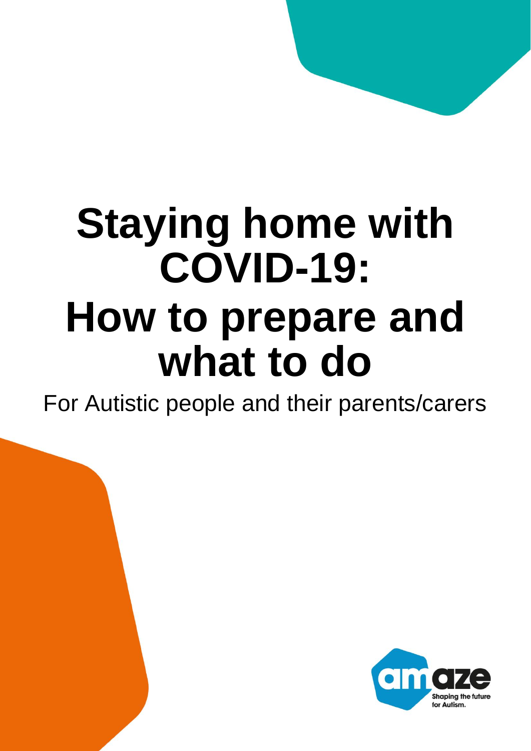# Staying home with COVID-19: How to prepare and what to do

For Autistic people and their parents/carers

amaze

Shaping the future for Autism.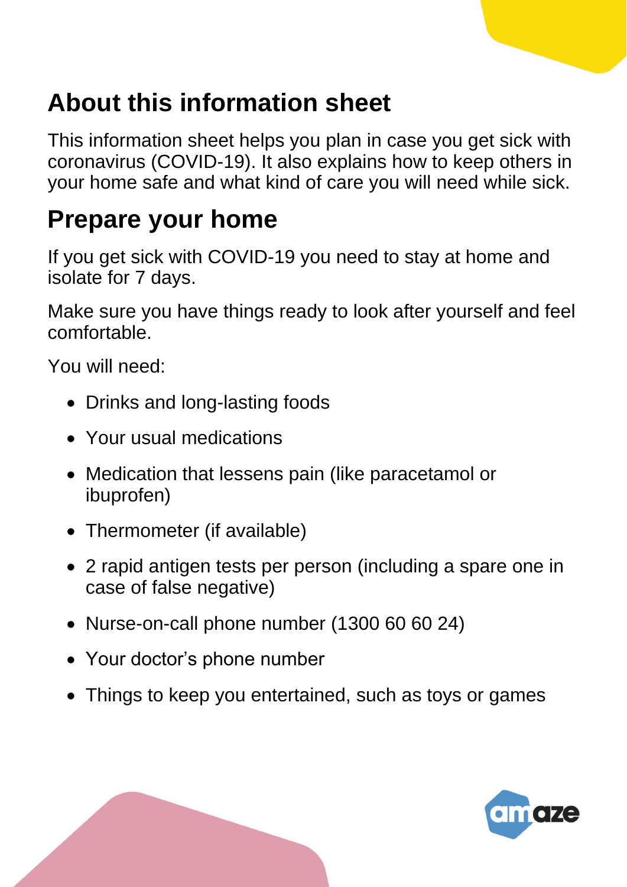## About this information sheet

This information sheet helps you plan in case you get sick with coronavirus (COVID-19). It also explains how to keep others in your home safe and what kind of care you will need while sick.

## Prepare your home

If you get sick with COVID-19 you need to stay at home and isolate for 7 days.

Make sure you have things ready to look after yourself and feel comfortable.

You will need:

- Drinks and long-lasting foods
- Your usual medications
- Medication that lessens pain (like paracetamol or ibuprofen)
- Thermometer (if available)
- 2 rapid antigen tests per person (including a spare one in case of false negative)
- Nurse-on-call phone number (1300 60 60 24)
- Your doctor's phone number
- Things to keep you entertained, such as toys or games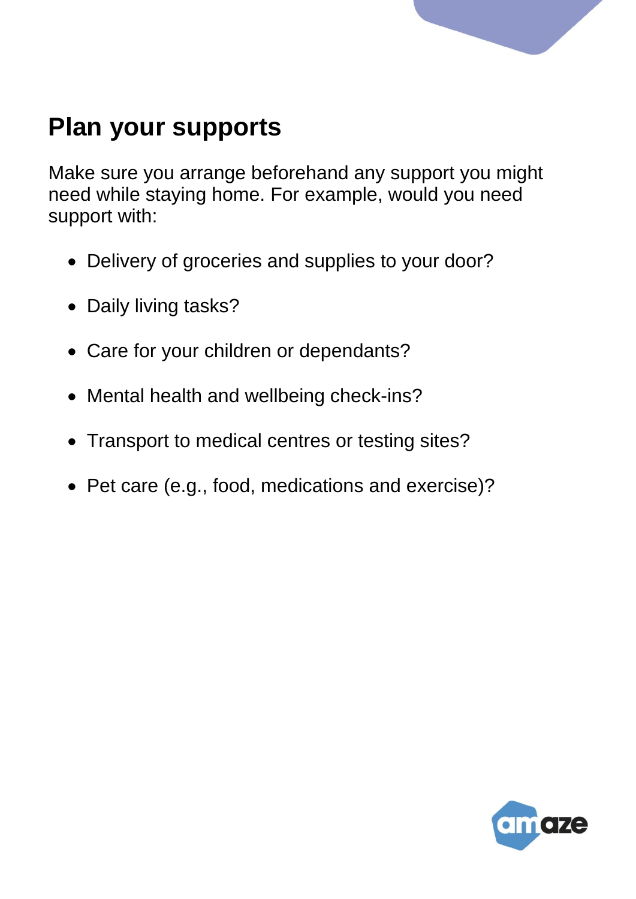## Plan your supports

Make sure you arrange beforehand any support you might need while staying home. For example, would you need support with:

- Delivery of groceries and supplies to your door?
- Daily living tasks?
- Care for your children or dependants?
- Mental health and wellbeing check-ins?
- Transport to medical centres or testing sites?
- Pet care (e.g., food, medications and exercise)?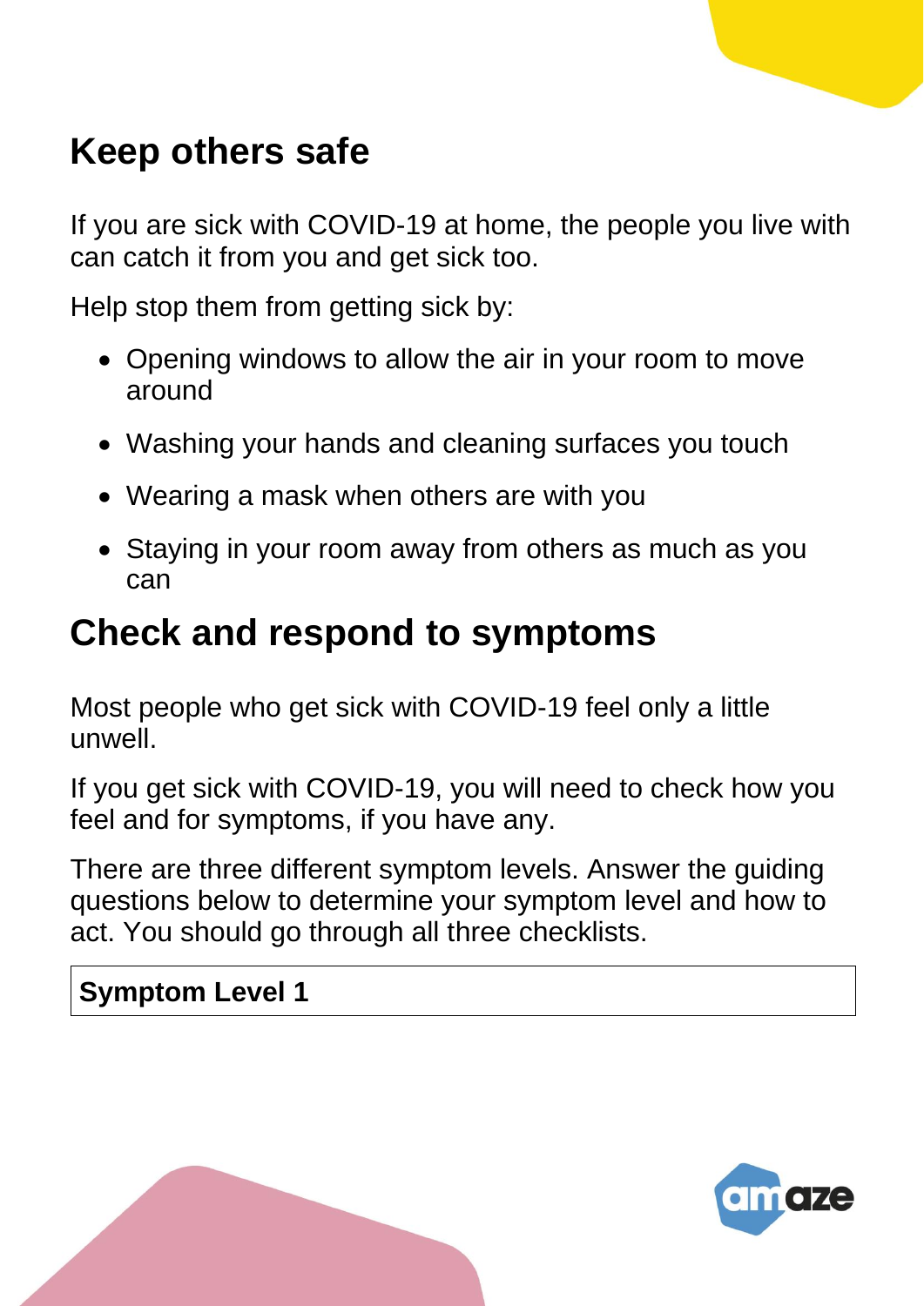## Keep others safe

If you are sick with COVID-19 at home, the people you live with can catch it from you and get sick too.

Help stop them from getting sick by:

- Opening windows to allow the air in your room to move around
- Washing your hands and cleaning surfaces you touch
- Wearing a mask when others are with you
- Staying in your room away from others as much as you can

## Check and respond to symptoms

Most people who get sick with COVID-19 feel only a little unwell.

If you get sick with COVID-19, you will need to check how you feel and for symptoms, if you have any.

There are three different symptom levels. Answer the guiding questions below to determine your symptom level and how to act. You should go through all three checklists.

| **Symptom Level 1** |
|---|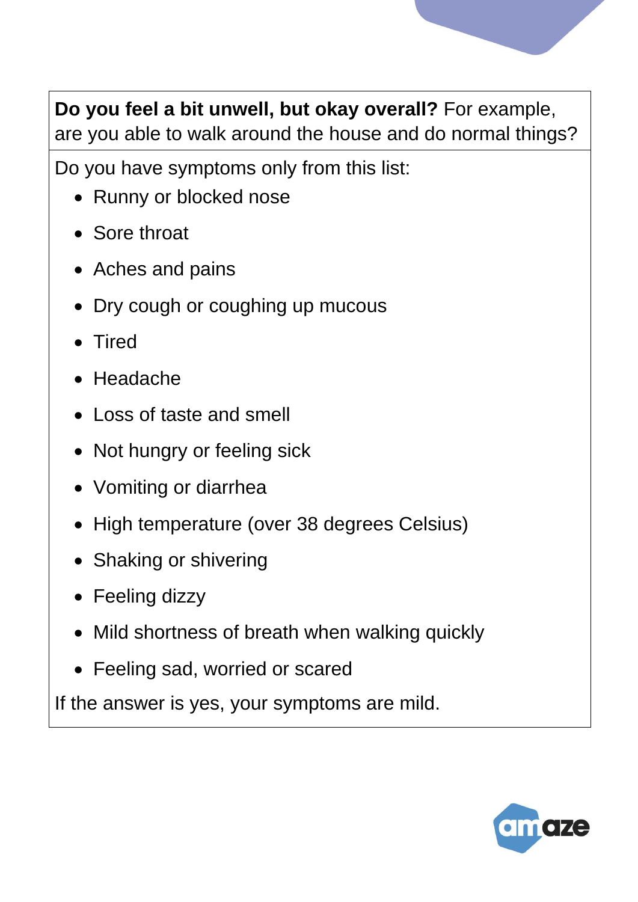**Do you feel a bit unwell, but okay overall?** For example, are you able to walk around the house and do normal things?

Do you have symptoms only from this list:

- Runny or blocked nose
- Sore throat
- Aches and pains
- Dry cough or coughing up mucous
- Tired
- Headache
- Loss of taste and smell
- Not hungry or feeling sick
- Vomiting or diarrhea
- High temperature (over 38 degrees Celsius)
- Shaking or shivering
- Feeling dizzy
- Mild shortness of breath when walking quickly
- Feeling sad, worried or scared

If the answer is yes, your symptoms are mild.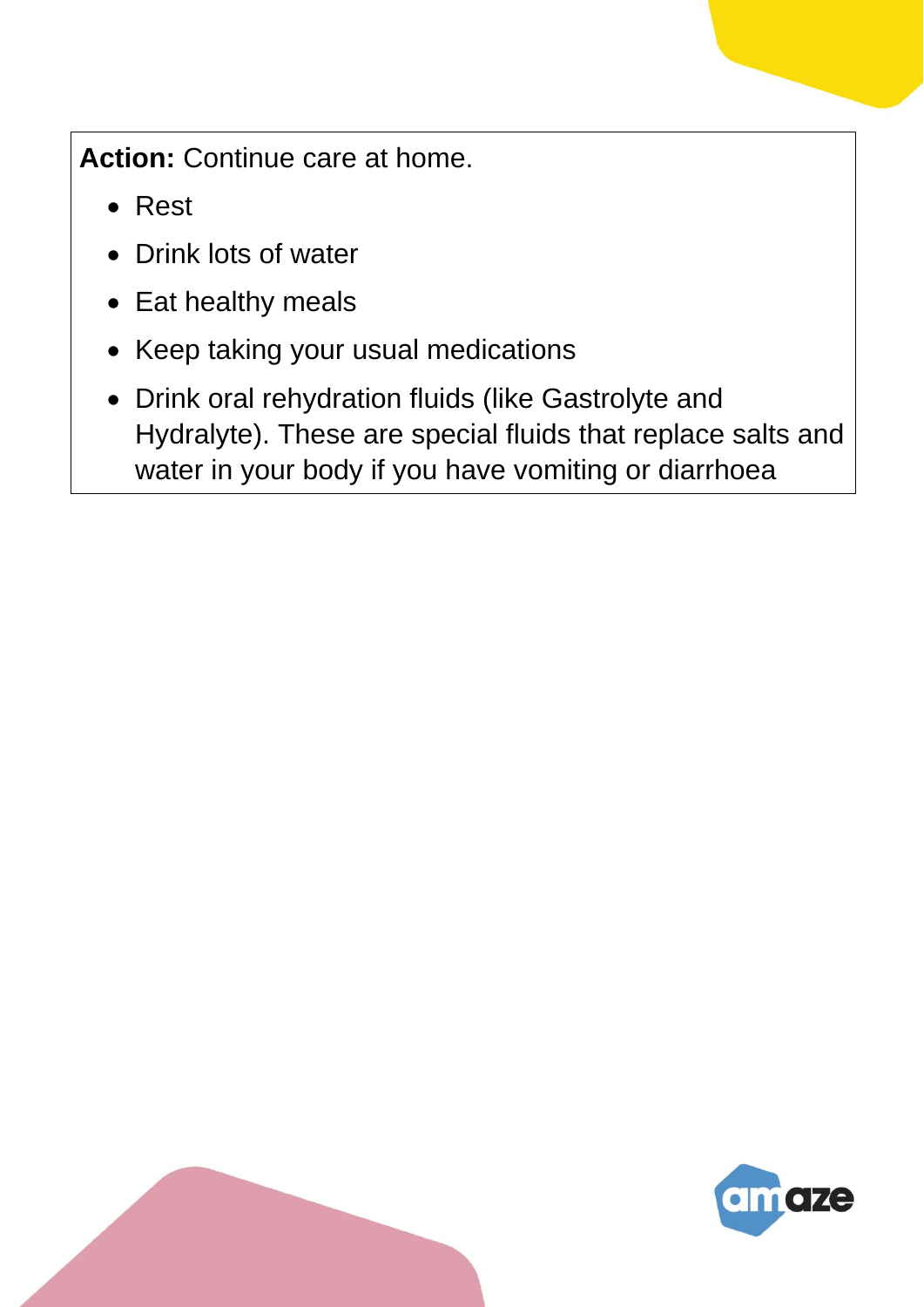**Action:** Continue care at home.

- Rest
- Drink lots of water
- Eat healthy meals
- Keep taking your usual medications
- Drink oral rehydration fluids (like Gastrolyte and Hydralyte). These are special fluids that replace salts and water in your body if you have vomiting or diarrhoea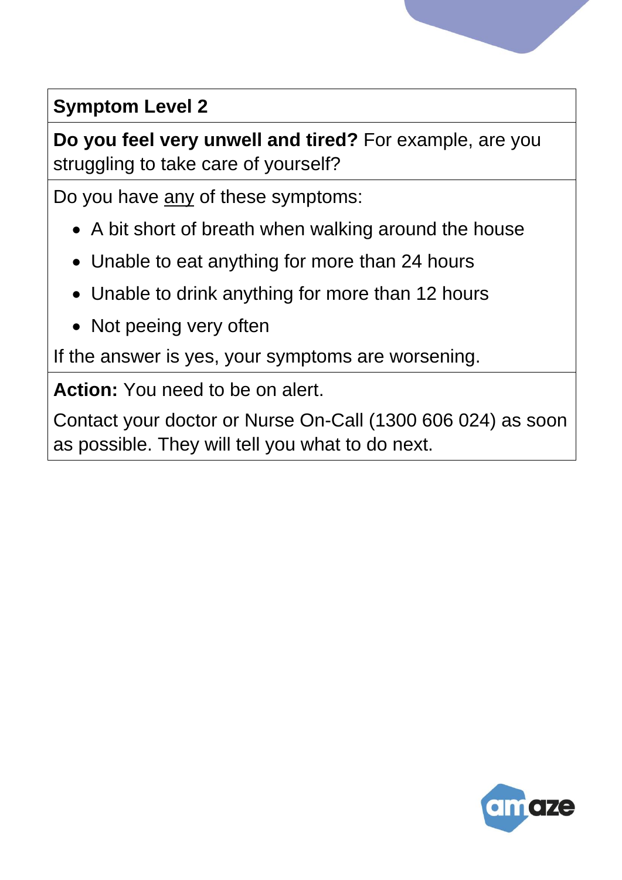| **Symptom Level 2** |
| --- |
| **Do you feel very unwell and tired?** For example, are you struggling to take care of yourself? |
| Do you have <u>any</u> of these symptoms:<br>• A bit short of breath when walking around the house<br>• Unable to eat anything for more than 24 hours<br>• Unable to drink anything for more than 12 hours<br>• Not peeing very often<br>If the answer is yes, your symptoms are worsening. |
| **Action:** You need to be on alert.<br>Contact your doctor or Nurse On-Call (1300 606 024) as soon as possible. They will tell you what to do next. |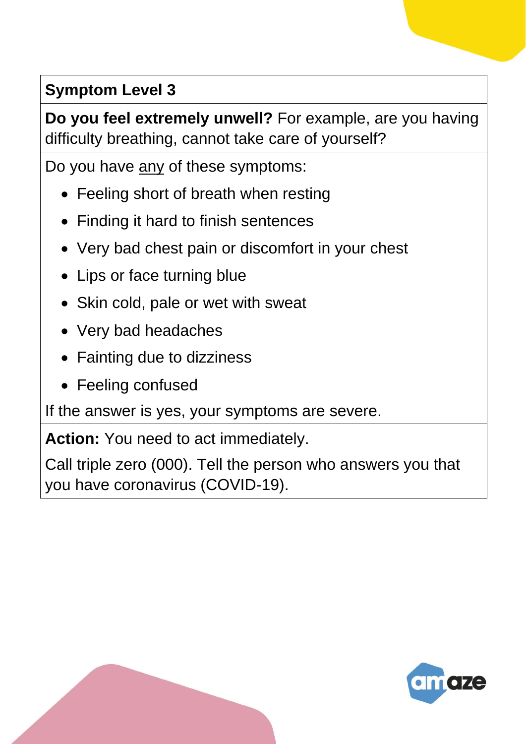**Symptom Level 3**

**Do you feel extremely unwell?** For example, are you having difficulty breathing, cannot take care of yourself?

Do you have <u>any</u> of these symptoms:

- Feeling short of breath when resting
- Finding it hard to finish sentences
- Very bad chest pain or discomfort in your chest
- Lips or face turning blue
- Skin cold, pale or wet with sweat
- Very bad headaches
- Fainting due to dizziness
- Feeling confused

If the answer is yes, your symptoms are severe.

**Action:** You need to act immediately.

Call triple zero (000). Tell the person who answers you that you have coronavirus (COVID-19).